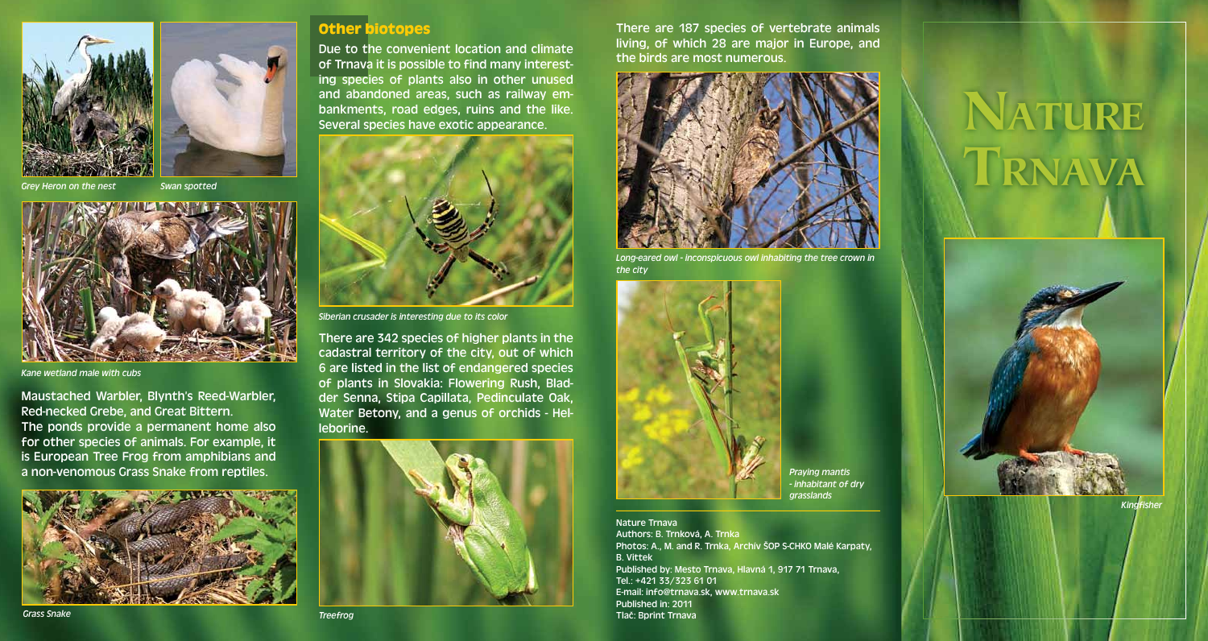*Grey Heron on the nest*

*Swan spotted*

*Kane wetland male with cubs*

Maustached Warbler, Blynth's Reed-Warbler, Red-necked Grebe, and Great Bittern.
The ponds provide a permanent home also for other species of animals. For example, it is European Tree Frog from amphibians and a non-venomous Grass Snake from reptiles.

*Grass Snake*

## Other biotopes

Due to the convenient location and climate of Trnava it is possible to find many interesting species of plants also in other unused and abandoned areas, such as railway embankments, road edges, ruins and the like. Several species have exotic appearance.

*Siberian crusader is interesting due to its color*

There are 342 species of higher plants in the cadastral territory of the city, out of which 6 are listed in the list of endangered species of plants in Slovakia: Flowering Rush, Bladder Senna, Stipa Capillata, Pedinculate Oak, Water Betony, and a genus of orchids - Helleborine.

*Treefrog*

There are 187 species of vertebrate animals living, of which 28 are major in Europe, and the birds are most numerous.

*Long-eared owl - inconspicuous owl inhabiting the tree crown in the city*

*Praying mantis - inhabitant of dry grasslands*

Nature Trnava
Authors: B. Trnková, A. Trnka
Photos: A., M. and R. Trnka, Archív ŠOP S-CHKO Malé Karpaty, B. Vittek
Published by: Mesto Trnava, Hlavná 1, 917 71 Trnava,
Tel.: +421 33/323 61 01
E-mail: info@trnava.sk, www.trnava.sk
Published in: 2011
Tlač: Bprint Trnava

# Nature Trnava

*Kingfisher*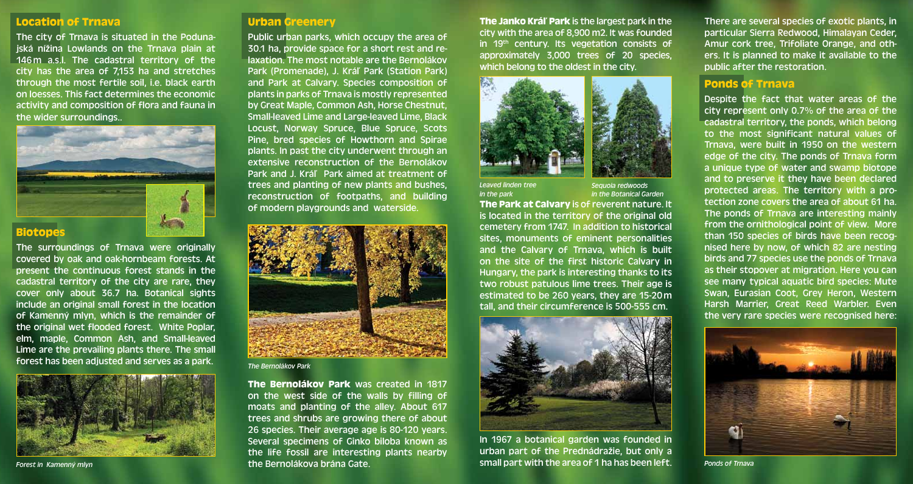## Location of Trnava

The city of Trnava is situated in the Podunajská nížina Lowlands on the Trnava plain at 146 m a.s.l. The cadastral territory of the city has the area of 7,153 ha and stretches through the most fertile soil, i.e. black earth on loesses. This fact determines the economic activity and composition of flora and fauna in the wider surroundings..

## Biotopes

The surroundings of Trnava were originally covered by oak and oak-hornbeam forests. At present the continuous forest stands in the cadastral territory of the city are rare, they cover only about 36.7 ha. Botanical sights include an original small forest in the location of Kamenný mlyn, which is the remainder of the original wet flooded forest. White Poplar, elm, maple, Common Ash, and Small-leaved Lime are the prevailing plants there. The small forest has been adjusted and serves as a park.

*Forest in Kamenný mlyn*

## Urban Greenery

Public urban parks, which occupy the area of 30.1 ha, provide space for a short rest and relaxation. The most notable are the Bernolákov Park (Promenade), J. Kráľ Park (Station Park) and Park at Calvary. Species composition of plants in parks of Trnava is mostly represented by Great Maple, Common Ash, Horse Chestnut, Small-leaved Lime and Large-leaved Lime, Black Locust, Norway Spruce, Blue Spruce, Scots Pine, bred species of Howthorn and Spirae plants. In past the city underwent through an extensive reconstruction of the Bernolákov Park and J. Kráľ Park aimed at treatment of trees and planting of new plants and bushes, reconstruction of footpaths, and building of modern playgrounds and waterside.

*The Bernolákov Park*

**The Bernolákov Park** was created in 1817 on the west side of the walls by filling of moats and planting of the alley. About 617 trees and shrubs are growing there of about 26 species. Their average age is 80-120 years. Several specimens of Ginko biloba known as the life fossil are interesting plants nearby the Bernolákova brána Gate.

**The Janko Kráľ Park** is the largest park in the city with the area of 8,900 m2. It was founded in 19th century. Its vegetation consists of approximately 3,000 trees of 20 species, which belong to the oldest in the city.

*Leaved linden tree in the park*

*Sequoia redwoods in the Botanical Garden*

**The Park at Calvary** is of reverent nature. It is located in the territory of the original old cemetery from 1747. In addition to historical sites, monuments of eminent personalities and the Calvary of Trnava, which is built on the site of the first historic Calvary in Hungary, the park is interesting thanks to its two robust patulous lime trees. Their age is estimated to be 260 years, they are 15-20 m tall, and their circumference is 500-555 cm.

In 1967 a botanical garden was founded in urban part of the Prednádražie, but only a small part with the area of 1 ha has been left. There are several species of exotic plants, in particular Sierra Redwood, Himalayan Ceder, Amur cork tree, Trifoliate Orange, and others. It is planned to make it available to the public after the restoration.

## Ponds of Trnava

Despite the fact that water areas of the city represent only 0.7% of the area of the cadastral territory, the ponds, which belong to the most significant natural values of Trnava, were built in 1950 on the western edge of the city. The ponds of Trnava form a unique type of water and swamp biotope and to preserve it they have been declared protected areas. The territory with a protection zone covers the area of about 61 ha. The ponds of Trnava are interesting mainly from the ornithological point of view. More than 150 species of birds have been recognised here by now, of which 82 are nesting birds and 77 species use the ponds of Trnava as their stopover at migration. Here you can see many typical aquatic bird species: Mute Swan, Eurasian Coot, Grey Heron, Western Harsh Marrier, Great Reed Warbler. Even the very rare species were recognised here:

*Ponds of Trnava*